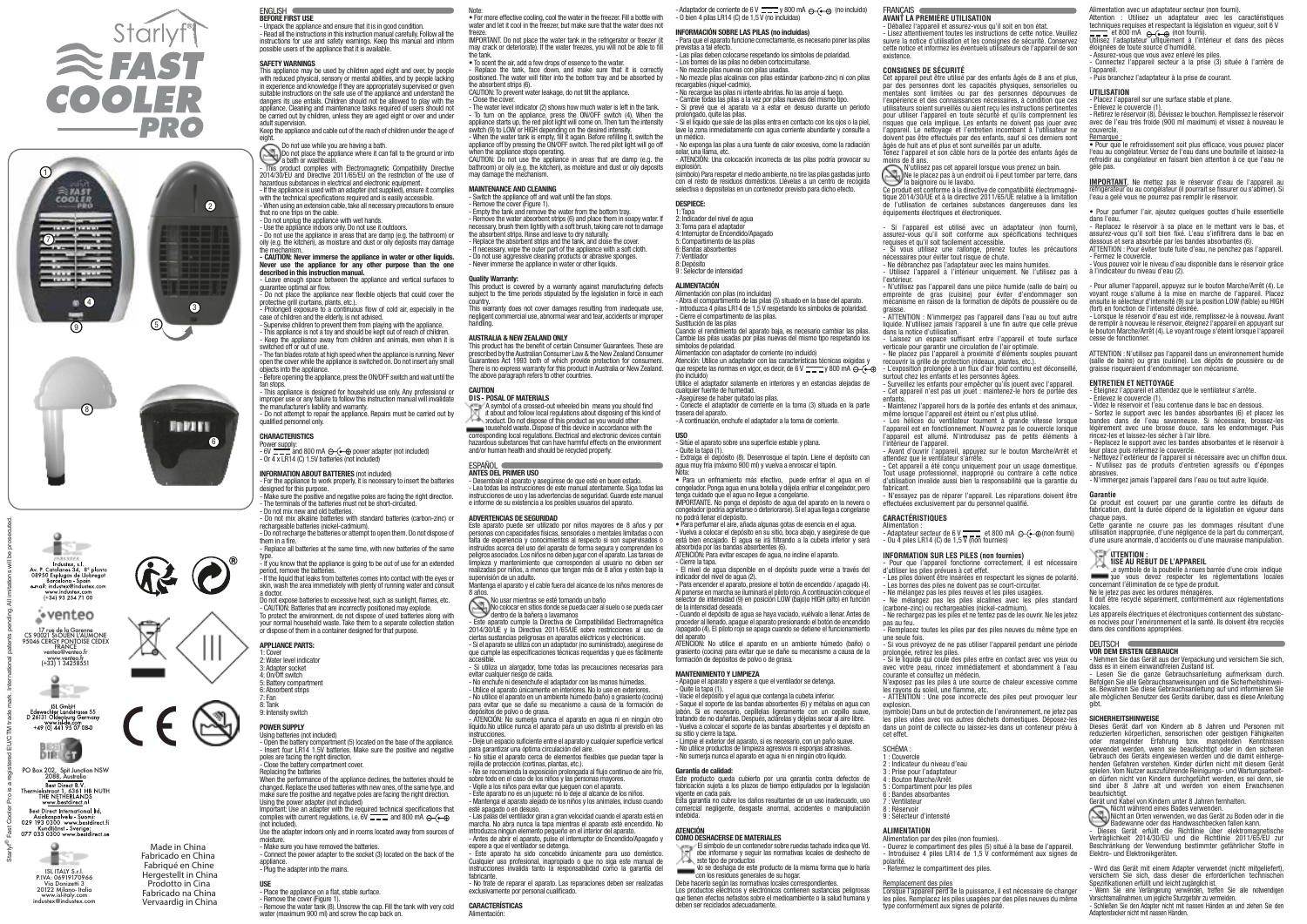# Starlyf® FAST COOLER PRO

Industex
Av. P. Castellano 36, 8ª planta
08950 Esplugas de Llobregat
Barcelona - Spain
e-mail: industex@industex.com
www.industex.com
(+34) 93 254 71 00

venteo
17 rue de la Garenne
CS 90021 St-OUEN L'AUMONE
95046 CERGY PONTOISE CEDEX
FRANCE
venteo@venteo.fr
www.venteo.fr
(+33) 1 34258551

ISL GmbH
Edewechter Landstrasse 55
D 26131 Oldenburg Germany
www.islde.com
+49 (0) 441 95 07 080

PO Box 202, Spit Junction NSW
2088, Australia
Best Direct B.V.
Thermiekstraat 1, 6361 HB NUTH
THE NETHERLANDS
www.bestdirect.nl
Best Direct International ltd,
Asiakaspalvelu - Suomi:
029 193 0300 www.bestdirect.fi
Kundtjänst - Sverige:
077 053 0300 www.bestdirect.se

ISL ITALY S.r.l.
P.IVA: 06919170966
Via Donizetti 3
20122 Milano- Italia
www.isl-italy.com
industex@industex.com

Made in China
Fabricado en China
Fabriqué en Chine
Hergestellt in China
Prodotto in Cina
Fabricado na China
Vervaardig in China

Starlyf® Fast Cooler Pro is a registered EU/CTM trade mark. International patents pending. All imitations will be prosecuted.

## ENGLISH

### BEFORE FIRST USE

- Unpack the appliance and ensure that it is in good condition.
- Read all the instructions in this instruction manual carefully. Follow all the instructions for use and safety warnings. Keep this manual and inform possible users of the appliance that it is available.

### SAFETY WARNINGS

This appliance may be used by children aged eight and over, by people with reduced physical, sensory or mental abilities, and by people lacking in experience and knowledge if they are appropriately supervised or given suitable instructions on the safe use of the appliance and understand the dangers its use entails. Children should not be allowed to play with the appliance. Cleaning and maintenance tasks required of users should not be carried out by children, unless they are aged eight or over and under adult supervision.

Keep the appliance and cable out of the reach of children under the age of eight.

Do not use while you are having a bath.
Do not place the appliance where it can fall to the ground or into a bath or washbasin.

- This product complies with Electromagnetic Compatibility Directive 2014/30/EU and Directive 2011/65/EU on the restriction of the use of hazardous substances in electrical and electronic equipment.
- If the appliance is used with an adapter (not supplied), ensure it complies with the technical specifications required and is easily accessible.
- When using an extension cable, take all necessary precautions to ensure that no one trips on the cable.
- Do not unplug the appliance with wet hands.
- Use the appliance indoors only. Do not use it outdoors.
- Do not use the appliance in areas that are damp (e.g. the bathroom) or oily (e.g. the kitchen), as moisture and dust or oily deposits may damage the mechanism.
- **CAUTION: Never immerse the appliance in water or other liquids. Never use the appliance for any other purpose than the one described in this instruction manual.**
- Leave enough space between the appliance and vertical surfaces to guarantee optimal air flow.
- Do not place the appliance near flexible objects that could cover the protective grill (curtains, plants, etc.).
- Prolonged exposure to a continuous flow of cold air, especially in the case of children and the elderly, is not advised.
- Supervise children to prevent them from playing with the appliance.
- This appliance is not a toy and should be kept out of reach of children.
- Keep the appliance away from children and animals, even when it is switched off or out of use.
- The fan blades rotate at high speed when the appliance is running. Never open the cover while the appliance is switched on. Do not insert any small objects into the appliance.
- Before opening the appliance, press the ON/OFF switch and wait until the fan stops.
- This appliance is designed for household use only. Any professional or improper use or any failure to follow this instruction manual will invalidate the manufacturer's liability and warranty.
- Do not attempt to repair the appliance. Repairs must be carried out by qualified personnel only.

### CHARACTERISTICS

Power supply:
- 6V ⎓ and 800 mA power adapter (not included)
- Or 4 x LR14 (C) 1.5V batteries (not included)

### INFORMATION ABOUT BATTERIES (not included)

- For the appliance to work properly, it is necessary to insert the batteries designed for this purpose.
- Make sure the positive and negative poles are facing the right direction.
- The terminals of the batteries must not be short-circuited.
- Do not mix new and old batteries.
- Do not mix alkaline batteries with standard batteries (carbon-zinc) or rechargeable batteries (nickel-cadmium).
- Do not recharge the batteries or attempt to open them. Do not dispose of them in a fire.
- Replace all batteries at the same time, with new batteries of the same type.
- If you know that the appliance is going to be out of use for an extended period, remove the batteries.
- If the liquid that leaks from batteries comes into contact with the eyes or skin, wash the area immediately with plenty of running water and consult a doctor.

Do not expose batteries to excessive heat, such as sunlight, flames, etc.
- CAUTION: Batteries that are incorrectly positioned may explode.

To protect the environment, do not dispose of used batteries along with your normal household waste. Take them to a separate collection station or dispose of them in a container designed for that purpose.

### APPLIANCE PARTS:

1: Cover
2: Water level indicator
3: Adapter socket
4: On/Off switch
5: Battery compartment
6: Absorbent strips
7: Fan
8: Tank
9: Intensity switch

### POWER SUPPLY

Using batteries (not included)
- Open the battery compartment (5) located on the base of the appliance.
- Insert four LR14 1.5V batteries. Make sure the positive and negative poles are facing the right direction.
- Close the battery compartment cover.

Replacing the batteries

When the performance of the appliance declines, the batteries should be changed. Replace the used batteries with new ones, of the same type, and make sure the positive and negative poles are facing the right direction.

Using the power adapter (not included)

Important: Use an adapter with the required technical specifications that complies with current regulations, i.e. 6V ⎓ and 800 mA (not included).

Use the adapter indoors only and in rooms located away from sources of moisture.
- Make sure you have removed the batteries.
- Connect the power adapter to the socket (3) located on the back of the appliance.
- Plug the adapter into the mains.

### USE

- Place the appliance on a flat, stable surface.
- Remove the cover (Figure 1).
- Remove the water tank (8). Unscrew the cap. Fill the tank with very cold water (maximum 900 ml) and screw the cap back on.

Note:
• For more effective cooling, cool the water in the freezer. Fill a bottle with water and let it cool in the freezer, but make sure that the water does not freeze.

IMPORTANT: Do not place the water tank in the refrigerator or freezer (it may crack or deteriorate). If the water freezes, you will not be able to fill the tank.
• To scent the air, add a few drops of essence to the water.
- Replace the tank, face down, and make sure that it is correctly positioned. The water will filter into the bottom tray and be absorbed by the absorbent strips (6).

CAUTION: To prevent water leakage, do not tilt the appliance.
- Close the cover.
- The water level indicator (2) shows how much water is left in the tank.
- To turn on the appliance, press the ON/OFF switch (4). When the appliance starts up, the red pilot light will come on. Then turn the intensity switch (9) to LOW or HIGH depending on the desired intensity.
- When the water tank is empty, fill it again. Before refilling it, switch the appliance off by pressing the ON/OFF switch. The red pilot light will go off when the appliance stops operating.

CAUTION: Do not use the appliance in areas that are damp (e.g. the bathroom) or oily (e.g. the kitchen), as moisture and dust or oily deposits may damage the mechanism.

### MAINTENANCE AND CLEANING

- Switch the appliance off and wait until the fan stops.
- Remove the cover (Figure 1).
- Empty the tank and remove the water from the bottom tray.
- Remove the water absorbent strips (6) and place them in soapy water. If necessary, brush them lightly with a soft brush, taking care not to damage the absorbent strips. Rinse and leave to dry naturally.
- Replace the absorbent strips and the tank, and close the cover.
- If necessary, wipe the outer part of the appliance with a soft cloth.
- Do not use aggressive cleaning products or abrasive sponges.
- Never immerse the appliance in water or other liquids.

### Quality Warranty:

This product is covered by a warranty against manufacturing defects subject to the time periods stipulated by the legislation in force in each country.

This warranty does not cover damages resulting from inadequate use, negligent commercial use, abnormal wear and tear, accidents or improper handling.

### AUSTRALIA & NEW ZEALAND ONLY

This product has the benefit of certain Consumer Guarantees. These are prescribed by the Australian Consumer Law & the New Zealand Consumer Guarantees Act 1993 both of which provide protection for consumers. There is no express warranty for this product in Australia or New Zealand. The above paragraph refers to other countries.

### CAUTION
### DIS - POSAL OF MATERIALS

A symbol of a crossed-out wheeled bin means you should find out about and follow local regulations about disposing of this kind of product. Do not dispose of this product as you would other household waste. Dispose of this device in accordance with the corresponding local regulations. Electrical and electronic devices contain hazardous substances that can have harmful effects on the environment and/or human health and should be recycled properly.

## ESPAÑOL

### ANTES DEL PRIMER USO

- Desembale el aparato y asegúrese de que esté en buen estado.
- Lea todas las instrucciones de este manual atentamente. Siga todas las instrucciones de uso y las advertencias de seguridad. Guarde este manual e informe de su existencia a los posibles usuarios del aparato.

### ADVERTENCIAS DE SEGURIDAD

Este aparato puede ser utilizado por niños mayores de 8 años y por personas con capacidades físicas, sensoriales o mentales limitadas o con falta de experiencia y conocimiento si respecto si son supervisados o instruidos acerca del uso del aparato de forma segura y comprenden los peligros asociados. Los niños no deben jugar con el aparato. Las tareas de limpieza y mantenimiento que corresponden al usuario no deben ser realizadas por niños, a menos que tengan más de 8 años y estén bajo la supervisión de un adulto.

Mantenga el aparato y el cable fuera del alcance de los niños menores de 8 años.

No usar mientras se esté tomando un baño
No colocar en sitios donde se pueda caer al suelo o se pueda caer dentro de la bañera o lavamanos

- Este aparato cumple la Directiva de Compatibilidad Electromagnética 2014/30/UE y la Directiva 2011/65/UE sobre restricciones al uso de ciertas sustancias peligrosas en aparatos eléctricos y electrónicos.
- Si el aparato se utiliza con un adaptador (no suministrado), asegúrese de que cumple las especificaciones técnicas requeridas y que es fácilmente accesible.
- Si utiliza un alargador, tome todas las precauciones necesarias para evitar cualquier riesgo de caída.
- No enchufe ni desenchufe el adaptador con las manos húmedas.
- Utilice el aparato únicamente en interiores. No lo use en exteriores.
- No utilice el aparato en un ambiente húmedo (baño) o grasiento (cocina) para evitar que se dañe su mecanismo a causa de la formación de depósitos de polvo o de grasa.
- ATENCIÓN: No sumerja nunca el aparato en agua ni en ningún otro líquido.No utilice nunca el aparato para un uso distinto al previsto en las instrucciones.
- Deje un espacio suficiente entre el aparato y cualquier superficie vertical para garantizar una óptima circulación del aire.
- No sitúe el aparato cerca de elementos flexibles que puedan tapar la rejilla de protección (cortinas, plantas, etc.).
- No se recomienda la exposición prolongada al flujo continuo de aire frío, sobre todo en el caso de los niños y las personas mayores.
- Vigile a los niños para evitar que jueguen con el aparato.
- Este aparato no es un juguete: no lo deje al alcance de los niños.
- Mantenga el aparato alejado de los niños y los animales, incluso cuando esté apagado o en desuso.
- Las palas del ventilador giran a gran velocidad cuando el aparato está en marcha. No abra nunca la tapa mientras el aparato esté encendido. No introduzca ningún elemento pequeño en el interior del aparato.
- Antes de abrir el aparato, pulse el interruptor de Encendido/Apagado y espere a que el ventilador se detenga.
- Este aparato ha sido concebido únicamente para uso doméstico. Cualquier uso profesional, inapropiado o que no siga este manual de instrucciones invalida tanto la responsabilidad como la garantía del fabricante.
- No trate de reparar el aparato. Las reparaciones deben ser realizadas exclusivamente por personal cualificado.

### CARACTERÍSTICAS

Alimentación:
- Adaptador de corriente de 6 V ⎓ y 800 mA (no incluido)
- O bien 4 pilas LR14 (C) de 1,5 V (no incluidas)

### INFORMACIÓN SOBRE LAS PILAS (no incluidas)

- Para que el aparato funcione correctamente, es necesario poner las pilas previstas a tal efecto.
- Las pilas deben colocarse respetando los símbolos de polaridad.
- Los bornes de las pilas no deben cortocircuitarse.
- No mezcle pilas nuevas con pilas usadas.
- No mezcle pilas alcalinas con pilas estándar (carbono-zinc) ni con pilas recargables (níquel-cadmio).
- No recargue las pilas ni intente abrirlas. No las arroje al fuego.
- Cambie todas las pilas a la vez por pilas nuevas del mismo tipo.
- Si prevé que el aparato va a estar en desuso durante un periodo prolongado, quite las pilas.
- Si el líquido que sale de las pilas entra en contacto con los ojos o la piel, lave la zona inmediatamente con agua corriente abundante y consulte a un médico.
- No exponga las pilas a una fuente de calor excesiva, como la radiación solar, una llama, etc.
- ATENCIÓN: Una colocación incorrecta de las pilas podría provocar su explosión.

(símbolo) Para respetar el medio ambiente, no tire las pilas gastadas junto con el resto de residuos domésticos. Llévelas a un centro de recogida selectiva o deposítelas en un contenedor previsto para dicho efecto.

### DESPIECE:

1: Tapa
2: Indicador del nivel de agua
3: Toma para el adaptador
4: Interruptor de Encendido/Apagado
5: Compartimento de las pilas
6: Bandas absorbentes
7: Ventilador
8: Depósito
9 : Selector de intensidad

### ALIMENTACIÓN

Alimentación con pilas (no incluidas)
- Abra el compartimento de las pilas (5) situado en la base del aparato.
- Introduzca 4 pilas LR14 de 1,5 V respetando los símbolos de polaridad.
- Cierre el compartimento de las pilas.

Sustitución de las pilas

Cuando el rendimiento del aparato baja, es necesario cambiar las pilas. Cambie las pilas usadas por pilas nuevas del mismo tipo respetando los símbolos de polaridad.

Alimentación con adaptador de corriente (no incluido)

Atención: Utilice un adaptador con las características técnicas exigidas y que respete las normas en vigor, es decir, de 6 V ⎓ y 800 mA (no incluido)

Utilice el adaptador solamente en interiores y en estancias alejadas de cualquier fuente de humedad.
- Asegúrese de haber quitado las pilas.
- Conecte el adaptador de corriente en la toma (3) situada en la parte trasera del aparato.
- A continuación, enchufe el adaptador a la toma de corriente.

### USO

- Sitúe el aparato sobre una superficie estable y plana.
- Quite la tapa (1).
- Extraiga el depósito (8). Desenrosque el tapón. Llene el depósito con agua muy fría (máximo 900 ml) y vuelva a enroscar el tapón.

Nota:
• Para un enfriamiento más efectivo, puede enfriar el agua en el congelador. Ponga agua en una botella y déjela enfriar el congelador, pero tenga cuidado que el agua no llegue a congelarse.

IMPORTANTE: No ponga el depósito de agua del aparato en la nevera o congelador (podría agrietarse o deteriorarse). Si el agua llega a congelarse no podrá llenar el depósito.
• Para perfumar el aire, añada algunas gotas de esencia en el agua.
- Vuelva a colocar el depósito en su sitio, boca abajo, y asegúrese de que esté bien encajado. El agua se irá filtrando a la cubeta inferior y será absorbida por las bandas absorbentes (6).

ATENCIÓN: Para evitar escapes de agua, no incline el aparato.
- Cierre la tapa.
- El nivel de agua disponible en el depósito puede verse a través del indicador del nivel de agua (2).
- Para encender el aparato, presione el botón de encendido / apagado (4). Al ponerse en marcha se iluminará el piloto rojo. A continuación coloque el selector de intensidad (9) en posición LOW (bajo)o HIGH (alto) en función de la intensidad deseada.
- Cuando el depósito de agua se haya vaciado, vuélvalo a llenar. Antes de proceder al llenado, apague el aparato presionando el botón de encendido /apagado (4). El piloto rojo se apaga cuando se detiene el funcionamiento del aparato

ATENCIÓN: No utilice el aparato en un ambiente húmedo (baño) o grasiento (cocina) para evitar que se dañe su mecanismo a causa de la formación de depósitos de polvo o de grasa.

### MANTENIMIENTO Y LIMPIEZA

- Apague el aparato y espere a que el ventilador se detenga.
- Quite la tapa (1).
- Vacíe el depósito y el agua que contenga la cubeta inferior.
- Saque el soporte de las bandas absorbentes (6) y métalas en agua con jabón. Si es necesario, cepíllelas ligeramente con un cepillo suave, tratando de no dañarlas. Después, acláralas y déjelas secar al aire libre.
- Vuelva a colocar el soporte de las bandas absorbentes y el depósito en su sitio y cierre la tapa.
- Limpie el exterior del aparato, si es necesario, con un paño suave.
- No utilice productos de limpieza agresivos ni esponjas abrasivas.
- No sumerja nunca el aparato en agua ni en ningún otro líquido.

### Garantía de calidad:

Este producto queda cubierto por una garantía contra defectos de fabricación sujeta a los plazos de tiempo estipulados por la legislación vigente en cada país.

Esta garantía no cubre los daños resultantes de un uso inadecuado, uso comercial negligente, desgaste anormal, accidentes o manipulación indebida.

### ATENCIÓN
### CÓMO DESHACERSE DE MATERIALES

El símbolo de un contenedor sobre ruedas tachado indica que Vd. debe informarse y seguir las normativas locales de deshecho de este tipo de productos

No se deshaga de este producto de la misma forma que lo haría con los residuos generales de su hogar.

Debe hacerlo según las normativas locales correspondientes.

Los productos eléctricos y electrónicos contienen sustancias peligrosas que tienen efectos nefastos sobre el medioambiente o la salud humana y deben ser reciclados adecuadamente.

## FRANÇAIS

### AVANT LA PREMIÈRE UTILISATION

- Déballez l'appareil et assurez-vous qu'il soit en bon état.
- Lisez attentivement toutes les instructions de cette notice. Veuillez suivre la notice d'utilisation et les consignes de sécurité. Conservez cette notice et informez les éventuels utilisateurs de l'appareil de son existence.

### CONSIGNES DE SÉCURITÉ

Cet appareil peut être utilisé par des enfants âgés de 8 ans et plus, par des personnes dont les capacités physiques, sensorielles ou mentales sont limitées ou par des personnes dépourvues de l'expérience et des connaissances nécessaires, à condition que ces utilisateurs soient surveillés ou aient reçu les instructions pertinentes pour utiliser l'appareil en toute sécurité et qu'ils comprennent les risques que cela implique. Les enfants ne doivent pas jouer avec l'appareil. Le nettoyage et l'entretien incombant à l'utilisateur ne doivent pas être effectués par des enfants, sauf si ces derniers sont âgés de huit ans et plus et sont surveillés par un adulte.

Tenez l'appareil et son câble hors de la portée des enfants âgés de moins de 8 ans.

N'utilisez pas cet appareil lorsque vous prenez un bain.
Ne le placez pas à un endroit où il peut tomber par terre, dans la baignoire ou le lavabo.

Ce produit est conforme à la directive de compatibilité électromagnétique 2014/30/UE et à la directive 2011/65/UE relative à la limitation de l'utilisation de certaines substances dangereuses dans les équipements électriques et électroniques.

- Si l'appareil est utilisé avec un adaptateur (non fourni), assurez-vous qu'il soit conforme aux spécifications techniques requises et qu'il soit facilement accessible.
- Si vous utilisez une rallonge, prenez toutes les précautions nécessaires pour éviter tout risque de chute.
- Ne débranchez pas l'adaptateur avec les mains humides.
- Utilisez l'appareil à l'intérieur uniquement. Ne l'utilisez pas à l'extérieur.
- N'utilisez pas l'appareil dans une pièce humide (salle de bain) ou empreinte de gras (cuisine) pour éviter d'endommager son mécanisme en raison de la formation de dépôts de poussière ou de graisse.
- ATTENTION : N'immergez pas l'appareil dans l'eau ou tout autre liquide. N'utilisez jamais l'appareil à une autre fin que celle prévue dans la notice d'utilisation.
- Laissez un espace suffisant entre l'appareil et toute surface verticale pour garantir une circulation de l'air optimale.
- Ne placez pas l'appareil à proximité d'éléments souples pouvant recouvrir la grille de protection (rideaux, plantes, etc.).
- L'exposition prolongée à un flux d'air froid continu est déconseillé, surtout chez les enfants et les personnes âgées.
- Surveillez les enfants pour empêcher qu'ils jouent avec l'appareil.
- Cet appareil n'est pas un jouet : maintenez-le hors de portée des enfants.
- Maintenez l'appareil hors de la portée des enfants et des animaux, même lorsque l'appareil est éteint ou n'est plus utilisé.
- Les hélices du ventilateur tournent à grande vitesse lorsque l'appareil est en fonctionnement. N'ouvrez pas le couvercle lorsque l'appareil est allumé. N'introduisez pas de petits éléments à l'intérieur de l'appareil.
- Avant d'ouvrir l'appareil, appuyez sur le bouton Marche/Arrêt et attendez que le ventilateur s'arrête.
- Cet appareil a été conçu uniquement pour un usage domestique. Tout usage professionnel, inapproprié ou contraire à cette notice d'utilisation invalide aussi bien la responsabilité que la garantie du fabricant.
- N'essayez pas de réparer l'appareil. Les réparations doivent être effectuées exclusivement par du personnel qualifié.

### CARACTÉRISTIQUES

Alimentation :
- Adaptateur secteur de 6 V ⎓ et 800 mA (non fourni)
- Ou 4 piles LR14 (C) de 1,5 V (non fournies)

### INFORMATION SUR LES PILES (non fournies)

- Pour que l'appareil fonctionne correctement, il est nécessaire d'utiliser les piles prévues à cet effet.
- Les piles doivent être insérées en respectant les signes de polarité.
- Les bornes des piles ne doivent pas se court-circuiter.
- Ne mélangez pas les piles neuves et les piles usagées.
- Ne mélangez pas les piles alcalines avec les piles standard (carbone-zinc) ou rechargeables (nickel-cadmium).
- Ne rechargez pas les piles et ne tentez pas de les ouvrir. Ne les jetez pas au feu.
- Remplacez toutes les piles par des piles neuves du même type en une seule fois.
- Si vous prévoyez de ne pas utiliser l'appareil pendant une période prolongée, retirez les piles.
- Si le liquide qui coule des piles entre en contact avec vos yeux ou avec votre peau, rincez immédiatement et abondamment à l'eau courante et consultez un médecin.

N'exposez pas les piles à une source de chaleur excessive comme les rayons du soleil, une flamme, etc.
- ATTENTION : Une pose incorrecte des piles peut provoquer leur explosion.

(symbole) Dans un but de protection de l'environnement, ne jetez pas les piles vides avec vos autres déchets domestiques. Déposez-les dans un point de collecte ou laissez-les dans un conteneur prévu à cet effet.

### SCHÉMA :

1 : Couvercle
2 : Indicateur du niveau d'eau
3 : Prise pour l'adaptateur
4 : Bouton Marche/Arrêt
5 : Compartiment pour les piles
6 : Bandes absorbantes
7 : Ventilateur
8 : Réservoir
9 : Sélecteur d'intensité

### ALIMENTATION

Alimentation par des piles (non fournies).
- Ouvrez le compartiment des piles (5) situé à la base de l'appareil.
- Introduisez 4 piles LR14 de 1,5 V conformément aux signes de polarité.
- Refermez le compartiment des piles.

Remplacement des piles

Lorsque l'appareil perd de la puissance, il est nécessaire de changer les piles. Remplacez les piles usagées par des piles neuves du même type conformément aux signes de polarité.

Alimentation avec un adaptateur secteur (non fourni).

Attention : Utilisez un adaptateur avec les caractéristiques techniques requises et respectant la législation en vigueur, soit 6 V ⎓ et 800 mA (non fourni).

Utilisez l'adaptateur uniquement à l'intérieur et dans des pièces éloignées de toute source d'humidité.
- Assurez-vous que vous avez enlevé les piles.
- Connectez l'adaptateur secteur à la prise (3) située à l'arrière de l'appareil.
- Puis branchez l'adaptateur à la prise de courant.

### UTILISATION

- Placez l'appareil sur une surface stable et plane.
- Enlevez le couvercle (1).
- Retirez le réservoir (8). Dévissez le bouchon. Remplissez le réservoir avec de l'eau très froide (900 ml maximum) et vissez à nouveau le couvercle.

Remarque :
• Pour que le refroidissement soit plus efficace, vous pouvez placer l'eau au congélateur. Versez de l'eau dans une bouteille et laissez-la refroidir au congélateur en faisant bien attention à ce que l'eau ne gèle pas.

**IMPORTANT.** Ne mettez pas le réservoir d'eau de l'appareil au réfrigérateur ou au congélateur (il pourrait se fissurer ou s'abîmer). Si l'eau a gelé vous ne pourrez pas remplir le réservoir.

• Pour parfumer l'air, ajoutez quelques gouttes d'huile essentielle dans l'eau.
- Replacez le réservoir à sa place en le mettant vers le bas, et assurez-vous qu'il soit bien fixé. L'eau s'infiltrera dans le bac en dessous et sera absorbée par les bandes absorbantes (6).

ATTENTION : Pour éviter toute fuite d'eau, ne penchez pas l'appareil.
- Fermez le couvercle.
- Vous pouvez voir le niveau d'eau disponible dans le réservoir grâce à l'indicateur du niveau d'eau (2).

- Pour allumer l'appareil, appuyez sur le bouton Marche/Arrêt (4). Le voyant rouge s'allume à la mise en marche de l'appareil. Placez ensuite le sélecteur d'intensité (9) sur la position LOW (faible) ou HIGH (fort) en fonction de l'intensité désirée.
- Lorsque le réservoir d'eau est vide, remplissez-le à nouveau. Avant de remplir à nouveau le réservoir, éteignez l'appareil en appuyant sur le bouton Marche/Arrêt (4). Le voyant rouge s'éteint lorsque l'appareil cesse de fonctionner.

ATTENTION : N'utilisez pas l'appareil dans un environnement humide (salle de bains) ou gras (cuisine). Les dépôts de poussière ou de graisse risqueraient d'endommager son mécanisme.

### ENTRETIEN ET NETTOYAGE

- Éteignez l'appareil et attendez que le ventilateur s'arrête.
- Enlevez le couvercle (1).
- Videz le réservoir et l'eau contenue dans le bac en dessous.
- Sortez le support avec les bandes absorbantes (6) et placez les bandes dans de l'eau savonneuse. Si nécessaire, brossez-les légèrement avec une brosse douce, sans les endommager. Puis rincez-les et laissez-les sécher à l'air libre.
- Replacez le support avec les bandes absorbantes et le réservoir à leur place puis refermez le couvercle.
- Nettoyez l'extérieur de l'appareil si nécessaire avec un chiffon doux.
- N'utilisez pas de produits d'entretien agressifs ou d'éponges abrasives.
- N'immergez jamais l'appareil dans l'eau ou tout autre liquide.

### Garantie

Ce produit est couvert par une garantie contre les défauts de fabrication, dont la durée dépend de la législation en vigueur dans chaque pays.

Cette garantie ne couvre pas les dommages résultant d'une utilisation inappropriée, d'une négligence de la part du commerçant, d'une usure anormale, d'accidents ou d'une mauvaise manipulation.

### ATTENTION :
### MISE AU REBUT DE L'APPAREIL

Le symbole de la poubelle à roues barrée d'une croix indique que vous devez respecter les réglementations locales concernant l'élimination de ce type de produit.

Ne le jetez pas avec les ordures ménagères.

Il doit être recyclé séparément, conformément aux réglementations locales.

Les appareils électriques et électroniques contiennent des substances nocives pour l'environnement et la santé. Ils doivent être recyclés dans des conditions appropriées.

## DEUTSCH

### VOR DEM ERSTEN GEBRAUCH

- Nehmen Sie das Gerät aus der Verpackung und versichern Sie sich, dass es in einem einwandfreien Zustand ist.
- Lesen Sie die ganze Gebrauchsanleitung aufmerksam durch. Befolgen Sie alle Gebrauchsanweisungen und die Sicherheitshinweise. Bewahren Sie diese Gebrauchsanleitung auf und informieren Sie alle möglichen Benutzer des Geräts darüber, dass es diese Anleitung gibt.

### SICHERHEITSHINWEISE

Dieses Gerät darf von Kindern ab 8 Jahren und Personen mit reduzierten körperlichen, sensorischen oder geistigen Fähigkeiten oder mangelnder Erfahrung bzw. mangelnden Kenntnissen verwendet werden, wenn sie beaufsichtigt oder in den sicheren Gebrauch des Geräts eingewiesen werden und die damit einhergehenden Gefahren verstehen. Kinder dürfen nicht mit diesem Gerät spielen. Vom Nutzer auszuführende Reinigungs- und Wartungsarbeiten dürfen nicht von Kindern durchgeführt werden, es sei denn, sie sind über 8 Jahre alt und werden von einem Erwachsenen beaufsichtigt.

Gerät und Kabel von Kindern unter 8 Jahren fernhalten.

Nicht während eines Bades verwenden.
Nicht an Orten verwenden, wo das Gerät zu Boden oder in die Badewanne oder das Handwaschbecken fallen kann.

- Dieses Gerät erfüllt die Richtlinie über elektromagnetische Verträglichkeit 2014/30/EU und die Richtlinie 2011/65/EU zur Beschränkung der Verwendung bestimmter gefährlicher Stoffe in Elektro- und Elektronikgeräten.

- Wird das Gerät mit einem Adapter verwendet (nicht mitgeliefert), versichern Sie sich, dass dieser die erforderlichen technischen Spezifikationen erfüllt und leicht zugänglich ist.
- Wenn Sie eine Verlängerung verwenden, treffen Sie alle notwendigen Vorsichtsmaßnahmen, um jegliche Sturzgefahr zu vermeiden.
- Schließen Sie den Adapter nicht mit nassen Händen an und ziehen Sie den Adaptenstecker nicht mit nassen Händen.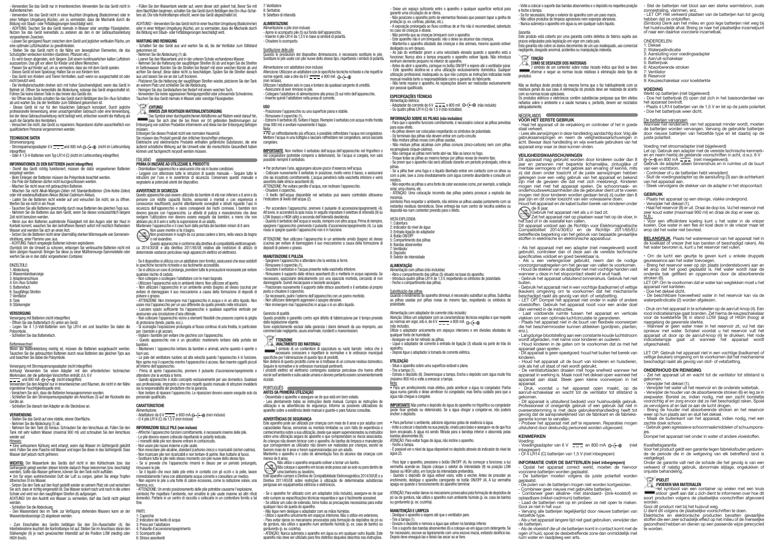- Verwenden Sie das Gerät nur in Innenbereichen. Verwenden Sie das Gerät nicht in Außenbereichen.
- Verwenden Sie das Gerät nicht in einer feuchten Umgebung (Badezimmer) oder in einer fettigen Umgebung (Küche), um zu vermeiden, dass die Mechanik durch die Bildung von Staub- oder Fettablagerungen beschädigt wird.
- ACHTUNG: Tauchen Sie das Gerät niemals in Wasser oder sonstige Flüssigkeiten. Nutzen Sie das Gerät keinesfalls zu anderen als den in der Gebrauchsanleitung vorgesehenen Zwecken.
- Lassen Sie genügend Raum zwischen dem Gerät und jeglicher vertikalen Fläche, um eine optimale Luftzirkulation zu gewährleisten.
- Stellen Sie das Gerät nicht in die Nähe von beweglichen Elementen, die das Schutzgitter verdecken könnten (Gardinen, Pflanzen etc.).
- Es wird davon abgeraten, sich längere Zeit einem kontinuierlichen kalten Luftstrom auszusetzen. Das gilt vor allem für Kinder und ältere Menschen.
- Passen Sie auf Kinder auf, um zu vermeiden, dass sie mit dem Gerät spielen.
- Dieses Gerät ist kein Spielzeug: Halten Sie es von Kindern fern.
- Das Gerät von Kindern und Tieren fernhalten, auch wenn es ausgeschaltet ist oder nicht benutzt wird.
- Die Ventilatorschaufeln drehen sich mit hoher Geschwindigkeit, wenn das Gerät in Betrieb ist. Öffnen Sie keinesfalls die Abdeckung, solange das Gerät eingeschaltet ist. Führen Sie keine kleinen Teile in das Innere des Geräts ein.
- Vor Öffnen des Geräts schalten Sie das Gerät durch Betätigen des Ein-/Aus-Schalters ab und warten Sie, bis der Ventilator zum Stillstand gekommen ist.
- Dieses Gerät ist nur für den häuslichen Gebrauch konzipiert. Durch jegliche professionelle Verwendung, einen unsachgemäßen Gebrauch oder eine Verwendung, bei der diese Gebrauchsanleitung nicht befolgt wird, erlöschen sowohl die Haftung als auch die Garantie des Herstellers.
- Versuchen Sie nicht, das Gerät zu reparieren. Reparaturen dürfen ausschließlich von qualifiziertem Personal vorgenommen werden.

## TECHNISCHE DATEN

Stromversorgung:
- Stromspannungsadapter 6 V ⎓ und 800 mA ⊖-(•-⊕ (nicht im Lieferumfang inbegriffen)
- Oder 4 1,5-V-Batterien vom Typ LR14 (C) (nicht im Lieferumfang inbegriffen)

## INFORMATIONEN ZU DEN BATTERIEN (nicht inbegriffen)

- Damit das Gerät richtig funktioniert, müssen die dafür vorgesehenen Batterien eingelegt werden.
- Beim Einlegen der Batterien müssen die Polymarke beachtet werden.
- Die Pole der Batterien dürfen nicht kurzgeschlossen werden.
- Mischen Sie nicht neue mit gebrauchten Batterien.
- Mischen Sie nicht Alkali-Mangan-Zellen mit Standardbatterien (Zink-Kohle-Zellen) oder mit wiederaufladbaren Akkus (Nickel-Cadmium-Akkus).
- Laden Sie die Batterien nicht wieder auf und versuchen Sie nicht, sie zu öffnen. Werfen Sie sie nicht in ein Feuer.
- Tauschen Sie alle Batterien gleichzeitig durch neue Batterien des gleichen Typs aus.
- Nehmen Sie die Batterien aus dem Gerät, wenn Sie dieses voraussichtlich längere Zeit nicht benutzen werden.
- Wenn aus den Batterien austretende Flüssigkeit mit den Augen oder der Haut in Kontakt kommt, waschen Sie den betroffenen Bereich sofort mit reichlich fließendem Wasser und wenden Sie sich an einen Arzt.
- Setzen Sie die Batterien nicht einer übermäßig starken Wärmequelle wie Sonneneinstrahlung, einer Flamme usw. aus.
- ACHTUNG: Falsch eingelegte Batterien können explodieren.

(Symbol) Um die Umwelt zu schonen, entsorgen Sie verbrauchte Batterien nicht mit dem übrigen Hausmüll. Bringen Sie diese zu einer Mülltrennungs-Sammelstelle oder werfen Sie sie in den dafür vorgesehenen Container.

EINZELTEILE:
1: Abdeckung
2: Wasserstandsanzeige
3: Adapteranschluss
4: Ein-/Aus-Schalter
5: Batteriefach
6: Saugfähige Streifen
7: Ventilator
8: Tank
9: Stärkeregler

## VERSORGUNG

Versorgung mit Batterien (nicht inbegriffen)
- Öffnen Sie das Batteriefach (5) unten am Gerät.
- Legen Sie 4 1,5-Volt-Batterien vom Typ LR14 ein und beachten Sie dabei die Polsymbole.
- Schließen Sie das Batteriefach.

Batteriewechsel
Wenn die Batterieleistung niedrig ist, müssen die Batterien ausgetauscht werden. Tauschen Sie die gebrauchten Batterien durch neue Batterien des gleichen Typs aus und beachten Sie dabei die Polsymbole.

Versorgung mit Stromspannungsadapter (nicht inbegriffen)
Achtung! Verwenden Sie einen Adapter mit den erforderlichen technischen Merkmalen, der die geltenden Vorschriften erfüllt, d.h. 6 V ⎓ und 800 mA ⊖-(•-⊕ (nicht inbegriffen).
Verwenden Sie den Adapter nur in Innenbereichen und Räumen, die nicht in der Nähe irgendeiner Feuchtigkeitsquelle sind.
- Vergessen Sie sich, dass die Batterien herausgenommen wurden.
- Schließen Sie den Stromspannungsadapter am Anschluss (3) auf der Rückseite des Geräts an.
- Schließen Sie danach den Adapter an die Steckdose an.

## VERWENDUNG

- Stellen Sie das Gerät auf eine stabile, ebene Oberfläche.
- Nehmen Sie die Abdeckung (1) ab.
- Nehmen Sie den Tank (8) heraus. Schrauben Sie den Verschluss ab. Füllen Sie den Tank mit sehr kaltem Wasser (maximal 900 ml) und schrauben Sie den Verschluss wieder auf.

Hinweis:
• Eine wirksamere Kühlung wird erlangt, wenn das Wasser im Gefriergerät gekühlt wird. Füllen Sie eine Flasche mit Wasser und legen Sie diese in das Gefriergerät. Dass Wasser darf jedoch nicht gefrieren.

WICHTIG: Der Wassertank des Geräts darf nicht in den Kühlschrank bzw. das Gefriergerät gelegt werden (dieser könnte dadurch Risse bekommen bzw. beschädigt werden). Sollte das Wasser gefrieren, können Sie den Tank nicht auffüllen.
• Um für einen wohlriechenden Duft der Luft zu sorgen, geben Sie einige Tropfen ätherisches Öl ins Wasser.
- Setzen Sie den Tank auf den Kopf gestellt wieder an seinen Platz ein und versichern Sie sich, dass er richtig eingesetzt ist. Das Wasser sickert nach und nach in die untere Schale und wird von den saugfähigen Streifen (6) aufgesogen.
ACHTUNG! Um den Austritt von Wasser zu vermeiden, darf das Gerät nicht gekippt werden.
- Schließen Sie die Abdeckung.
- Den Wasserstand des im Tank zur Verfügung stehenden Wassers kann an der Wasserstandsanzeige (2) abgelesen werden.

- Zum Einschalten des Geräts betätigen Sie den Ein-/Ausschalter (4). Bei Inbetriebnahme leuchtet die Kontrolllampe rot auf. Stellen Sie im Anschluss daran den Stärkeregler (9) je nach gewünschter Intensität auf die Position LOW (niedrig) oder HIGH (hoch).
- Füllen Sie den Wassertank wieder auf, wenn dieser sich geleert hat. Bevor Sie mit dem Nachfüllen beginnen, schalten Sie das Gerät durch Betätigen des Ein-/Aus-Schalters ab. Die rote Kontrolllampe erlischt, wenn das Gerät abgeschaltet ist.

ACHTUNG! - Verwenden Sie das Gerät nicht in einer feuchten Umgebung (Badezimmer) oder in einer fettigen Umgebung (Küche), um zu vermeiden, dass die Mechanik durch die Bildung von Staub- oder Fettablagerungen beschädigt wird.

## WARTUNG UND REINIGUNG

- Schalten Sie das Gerät aus und warten Sie ab, bis der Ventilator zum Stillstand gekommen ist.
- Nehmen Sie die Abdeckung (1) ab.
- Leeren Sie den Wassertank und in der unteren Schale vorhandenes Wasser.
- Nehmen Sie die Halterung der saugfähigen Streifen (6) ab und legen Sie die Streifen in Seifenwasser. Bürsten Sie die Streifen bei Bedarf mit einer weichen Bürste ab und achten Sie darauf, diese dabei nicht zu beschädigen. Spülen Sie die Streifen danach aus und lassen Sie sie an der Luft trocknen.
- Platzieren Sie die Halterung der saugfähigen Streifen wieder, platzieren Sie den Tank an seinem Platz und schließen Sie die Abdeckung.
- Reinigen Sie das Gerätsäußere bei Bedarf mit einem weichen Tuch.
- Verwenden Sie keine aggressiven Reinigungsmittel oder scheuernde Schwämme.
- Tauchen Sie das Gerät niemals in Wasser oder sonstige Flüssigkeiten.

**ACHTUNG!**
**HINWEIS ZUR RICHTIGEN MATERIALENTSORGUNG**
Das Symbol einer durchgestrichenen Abfalltonne auf Rädern weist darauf hin, dass Sie sich über die bei Ihnen vor Ort geltenden Bestimmungen zur Entsorgung von solchen Produkten informieren und diese bei der Entsorgung befolgen müssen.
Entsorgen Sie dieses Produkt nicht wie normalen Hausmüll.
Sie müssen das Produkt gemäß den örtlichen Vorschriften entsorgen.
Elektrische und elektronische Produkte enthalten gefährliche Substanzen, die eine äußerst schädliche Wirkung auf die Umwelt oder die menschliche Gesundheit haben können und fachgerecht recycelt werden müssen.

# ITALIANO

## PRIMA DI INIZIARE AD UTILIZZARE IL PRODOTTO

- Disimballare l'apparecchio e assicurarsi che sia in buone condizioni.
- Leggere con attenzione tutte le istruzioni di questo manuale. - Seguire tutte le istruzioni per l'uso e le avvertenze di sicurezza. Conservare questo manuale e segnalarlo ai potenziali utenti del dispositivo.

## AVVERTENZE DI SICUREZZA

Questo apparecchio può essere utilizzato da bambini di età non inferiore a 8 anni e da persone con ridotte capacità fisiche, sensoriali o mentali o con esperienza e conoscenze insufficienti, purché attentamente sorvegliati e istruiti riguardo l'uso in sicurezza dell'apparecchio e siano consapevoli dei rischi connessi. I bambini non devono giocare con l'apparecchio. Le attività di pulizia e manutenzione che devono essere svolte dall'utente non devono essere eseguite da bambini, a meno che non abbiano più di 8 anni e sotto la supervisione di un adulto.
Mantenere l'apparecchio e il cavo fuori dalla portata dei bambini minori di 8 anni.
Non usare mentre si fa il bagno.
Non posizionare in luoghi da cui possa cadere a terra, nella vasca da bagno o nel lavandino.
Questo apparecchio è conforme alla direttiva di compatibilità elettromagnetica 2014/30/UE e alla direttiva 2011/65/UE relativa alla restrizione di utilizzo di determinate sostanze pericolose negli apparecchi elettrici ed elettronici.

- Se il dispositivo si utilizza con un adattatore (non fornito), assicurarsi che esso soddisfi le specifiche tecniche richieste e sia facilmente accessibile.
- Se si utilizza un cavo di prolunga, prendere tutte le precauzioni necessarie per evitare qualsiasi rischio di caduta.
- Non collegare o scollegare l'adattatore con le mani bagnate.
- Utilizzare l'apparecchio solo in ambienti interni. Non utilizzare all'aperto.
- Non utilizzare l'apparecchio in un ambiente umido (bagno) od oleoso (cucina) per evitare di danneggiare il suo meccanismo a causa della formazione di depositi di polvere o grasso.
- ATTENZIONE: Non immergere mai l'apparecchio in acqua o in un altro liquido. Non usare mai l'apparecchio per un uso differente da quello previsto nelle istruzioni.
- Lasciare spazio sufficiente tra l'apparecchio e qualsiasi superficie verticale per assicurare una circolazione d'aria ottimale.
- Non collocare l'apparecchio vicino a elementi flessibili che possono coprire la griglia di protezione (tende, piante, ecc.).
- Si sconsiglia l'esposizione prolungata al flusso continuo di aria fredda, in particolare per i bambini e gli anziani.
- Vigilare i bambini per evitare che giochino con l'apparecchio.
- Questo apparecchio non è un giocattolo: mantenerlo lontano dalla portata dei bambini.
- Mantenere l'apparecchio lontano da bambini e animali, anche quando è spento o fuori uso.
- Le pale del ventilatore ruotano ad alta velocità quando l'apparecchio è in funzione. Non aprire mai il coperchio mentre l'apparecchio è acceso. Non inserire oggetti piccoli all'interno dell'apparecchio.
- Prima di aprire l'apparecchio, premere il pulsante d'accensione/spegnimento e attendere che la ventola si fermi.
- Questo apparecchio è stato concepito esclusivamente per uso domestico. Qualsiasi uso professionale, improprio o che non rispetti questo manuale di istruzioni invaliderà sia la responsabilità del produttore che la garanzia.
- Non tentare di riparare l'apparecchio. Le riparazioni devono essere eseguite solo da personale qualificato.

## CARATTERISTICHE

Alimentazione:
- Adattatore da 6 V ⎓ e 800 mA ⊖-(•-⊕ (non incluso)
- O 4 pile LR14 (C) da 1,5 V (non incluse)

## INFORMAZIONI SULLE PILE (non incluse)

- Affinché l'apparecchio funzioni correttamente, è necessario inserire delle pile.
- Le pile devono essere collocate rispettando le polarità indicate.
- I morsetti delle pile non devono entrare in cortocircuito.
- Non usare pile nuove insieme a pile usate.
- Non mescolare pile alcaline, standard (carbonio-zinco) o ricaricabili (nichel-cadmio).
- Non ricaricare pile non ricaricabili e non tentare di aprirle. Non buttarle al fuoco.
- Sostituire tutte le pile nello stesso momento con pile nuove dello stesso tipo.
- Se si prevede che l'apparecchio rimarrà in disuso per un periodo prolungato, rimuovere le pile.
- Se il liquido che esce dalle pile entra in contatto con gli occhi o la pelle, lavare immediatamente l'area con abbondante acqua corrente e consultare un medico.
- Non esporre le pile a una fonte di calore eccessiva, come la radiazione solare, una fiamma, ecc.
- ATTENZIONE: Un errato posizionamento delle pile potrebbe causarne l'esplosione.
(simbolo) Per rispettare l'ambiente, non smaltire le pile usate insieme ad altri rifiuti domestici. Portarle in un centro di raccolta o collocarle in un contenitore fornito a tal fine.

PARTI:
1: Coperchio
2: Indicatore del livello di acqua
3: Presa per l'adattatore
4: Pulsante d'accensione/spegnimento
5: Scomparto pile
6: Strisce assorbenti
7: Ventilatore
8: Serbatoio
9: Selettore di intensità

## ALIMENTAZIONE

Alimentazione a pile (non incluse)
- Aprire lo scomparto pile (5) sul fondo dell'apparecchio.
- Inserire 4 pile LR14 da 1,5 V in base ai simboli di polarità.
- Chiudere lo scomparto.

Sostituzione delle pile
Quando le prestazioni del dispositivo diminuiscono, è necessario sostituire le pile. Sostituire le pile usate con pile nuove dello stesso tipo, rispettando i simboli di polarità.

Alimentazione con adattatore (non incluso)
Attenzione: Utilizzare un adattatore con le specifiche tecniche richieste e che rispetti le norme vigenti, vale a dire da 6 V ⎓ e 800 mA ⊖-(•-⊕ (non incluso).
Utilizzare l'adattatore solo in casa e lontano da qualsiasi sorgente di umidità.
- Assicurarsi di aver rimosso le pile.
- Collegare l'adattatore di alimentazione alla presa (3) sul retro dell'apparecchio.
- Inserire quindi l'adattatore nella presa di corrente.

## USO

- Posizionare l'apparecchio su una superficie piana e stabile.
- Rimuovere il coperchio (1).
- Estrarre il serbatoio (8). Svitare il tappo. Riempire il serbatoio con acqua molto fredda (max 900 ml) e avvitare nuovamente il tappo.

Nota:
• Per un raffreddamento più efficace, è possibile raffreddare l'acqua nel congelatore. Mettere l'acqua in una bottiglia e lasciare raffreddare nel congelatore, senza lasciarla congelare.

IMPORTANTE. Non mettere il serbatoio dell'acqua dell'apparecchio nel frigorifero o nel congelatore (potrebbe rompersi o deteriorarsi). Se l'acqua si congela, non sarà possibile riempire il serbatoio.

• Per profumare l'aria, aggiungere alcune gocce d'essenza nell'acqua.
- Collocare nuovamente il serbatoio in posizione, rivolto verso il basso, e assicurarsi che sia installato correttamente. L'acqua penetrerà nella vaschetta inferiore e verrà assorbita dalle strisce assorbenti (6).
ATTENZIONE: Per evitare perdite d'acqua, non inclinare l'apparecchio.
- Chiudere il coperchio.
- Il livello dell'acqua disponibile nel serbatoio può essere controllato attraverso l'indicatore di livello dell'acqua (2).

- Per accendere l'apparecchio, premere il pulsante di accensione/spegnimento (4). All'avvio, si accenderà la spia rossa. In seguito impostare il selettore di intensità (9) su LOW (basso) o HIGH (alto) a seconda dell'intensità desiderata.
- Quando il serbatoio dell'acqua si svuota, riempire con altra acqua. Prima di riempire, spegnere l'apparecchio premendo il pulsante d'accensione/spegnimento (4). La spia rossa si spegne quando l'apparecchio non è in funzione.

ATTENZIONE: Non utilizzare l'apparecchio in un ambiente umido (bagno) od oleoso (cucina) per evitare di danneggiare il suo meccanismo a causa della formazione di depositi di polvere o grasso.

## MANUTENZIONE E PULIZIA

- Spegnere l'apparecchio e attendere che la ventola si fermi.
- Rimuovere il coperchio (1).
- Svuotare il serbatoio e l'acqua presente nella vaschetta inferiore.
- Rimuovere il supporto delle strisce assorbenti (6) e metterle in acqua saponata. Se necessario, spazzolare delicatamente con una spazzola morbida, cercando di non danneggiarle. Quindi risciacquare e lasciarle asciugare.
- Posizionare nuovamente il supporto delle strisce assorbenti e il serbatoio al proprio posto e chiudere il coperchio.
- Se necessario, pulire l'esterno dell'apparecchio con un panno morbido.
- Non utilizzare detergenti aggressivi o spugne abrasive.
- Non immergere mai l'apparecchio in acqua o in un altro liquido.

Garanzia di qualità
Questo prodotto è garantito contro ogni difetto di fabbricazione per il tempo previsto dalla legislazione vigente.
Sono esplicitamente esclusi dalla garanzia i danni derivanti da uso improprio, uso commerciale negligente, usura anormale, incidenti o manomissioni.

**ATTENZIONE**
**SMALTIMENTO DEI MATERIALI**
Il simbolo di un contenitore di spazzatura su ruote barrato indica che è necessario conoscere e rispettare le normative e le ordinanze municipali specifiche per l'eliminazione di questo tipo di prodotti.
Non disfarsi di questo prodotto come se si trattasse di un comune residuo domestico. Seguire le normative e le ordinanze municipali pertinenti.
I prodotti elettrici ed elettronici contengono sostanze pericolose che hanno effetti nocivi sull'ambiente e sulla salute umana e devono pertanto essere convenientemente riciclati.

# PORTUGUÊS

## ANTES DA PRIMEIRA UTILIZAÇÃO

- Desembale o aparelho e assegure-se de que está em bom estado.
- Leia atentamente todas as instruções deste manual. Cumpra as instruções de utilização e as advertências de segurança. Informe os possíveis utilizadores do aparelho sobre a existência deste manual e guarde-o para futuras consultas.

## ADVERTÊNCIAS DE SEGURANÇA

Este aparelho pode ser utilizado por crianças com mais de 8 anos e por adultos com capacidades físicas, sensoriais ou mentais limitadas ou com falta de experiência e conhecimentos sobre a sua utilização, desde que sejam supervisionados ou instruídos sobre uma utilização segura do aparelho e que compreendam os riscos associados. As crianças não devem brincar com o aparelho. As tarefas de limpeza e manutenção que correspondem ao utilizador não devem ser realizadas por crianças, exceto se tiverem mais de 8 anos e forem supervisionadas por um adulto.
Mantenha o aparelho e o cabo de alimentação fora do alcance das crianças com menos de 8 anos.
Não utilize o aparelho enquanto estiver a tomar um banho.
Não coloque o aparelho em locais onde possa cair ao solo ou para dentro de uma banheira ou lavatório.
Este aparelho cumpre a Diretiva de Compatibilidade Eletromagnética 2014/30/UE e a Diretiva 2011/65/UE sobre restrições à utilização de determinadas substâncias perigosas em equipamentos elétricos e eletrónicos.

- Se o aparelho for utilizado com um adaptador (não incluído), assegure-se de que este cumpre as especificações técnicas requeridas e que é facilmente acessível.
- Se utilizar um cabo de extensão, tome todas as precauções necessárias para evitar qualquer risco de queda do aparelho.
- Não ligue nem desligue o adaptador com as mãos húmidas.
- Utilize o aparelho unicamente em espaços interiores. Não o utilize em exteriores.
- Para evitar danos no mecanismo provocados pela formação de depósitos de pó ou de gordura, não utilize o aparelho num ambiente húmido (p. ex. casa de banho) ou gorduroso (p. ex. cozinha).
- ATENÇÃO: Nunca submerja o aparelho em água ou em qualquer outro líquido. Este aparelho não deve ser utilizado para fins distintos daqueles descritos nas instruções.
- Deixe um espaço suficiente entre o aparelho e qualquer superfície vertical para garantir uma circulação do ar ótima.
- Não posicione o aparelho perto de elementos flexíveis que possam tapar a grelha de proteção (p. ex. cortinas, plantas, etc.).
- A exposição prolongada ao fluxo contínuo de ar frio não é recomendável, sobretudo no caso de crianças e idosos.
- Não permita que as crianças brinquem com o aparelho.
- Este aparelho não é um brinquedo: mantenha-o fora do alcance das crianças.
- Mantenha o aparelho afastado das crianças e dos animais, mesmo quando estiver desligado ou em desuso.
- As pás do ventilador giram a uma velocidade elevada quando o aparelho está a funcionar. Nunca abra a tampa enquanto o aparelho estiver ligado. Não introduza nenhum elemento pequeno no interior do aparelho.
- Antes de abrir o aparelho, carregue no botão ON/OFF e espere até o ventilador parar.
- Este aparelho destina-se a uma utilização exclusivamente doméstica. Qualquer utilização profissional, inadequada ou que não cumpra as instruções indicadas neste manual invalida tanto a responsabilidade como a garantia do fabricante.
- Não tente reparar o aparelho. As reparações devem ser realizadas exclusivamente por pessoal qualificado.

## ESPECIFICAÇÕES TÉCNICAS

Alimentação elétrica:
- Adaptador de corrente de 6 V ⎓ e 800 mA ⊖-(•-⊕ (não incluído)
- Ou quatro pilhas LR14 (C) de 1,5 V (não incluídas)

## INFORMAÇÃO SOBRE AS PILHAS (não incluídas)

- Para que o aparelho funcione corretamente, é necessário colocar as pilhas previstas para esse efeito.
- As pilhas devem ser colocadas respeitando os símbolos de polaridade.
- Os terminais das pilhas não devem entrar em curto-circuito.
- Não misture pilhas novas com pilhas usadas.
- Não misture pilhas alcalinas com pilhas comuns (zinco-carbono) nem com pilhas recarregáveis (níquel-cádmio).
- Não carregue as pilhas nem tente abri-las. Não as lance no fogo.
- Troque todas as pilhas ao mesmo tempo por pilhas novas do mesmo tipo.
- Se prever que o aparelho não será utilizado durante um período prolongado, retire as pilhas.
- Se a pilha tiver uma fuga e o líquido libertado entrar em contacto com os olhos ou com a pele, lave a zona imediatamente com água corrente abundante e consulte um médico.
- Não exponha as pilhas a uma fonte de calor excessivo como, por exemplo, a radiação solar, uma chama, etc.
- ATENÇÃO: Uma colocação incorreta das pilhas poderia provocar a explosão das mesmas.
(símbolo) Para respeitar o ambiente, não elimine as pilhas usadas juntamente com os restantes resíduos domésticos. Deve entregá-las num centro de recolha seletiva ou depositá-las num contentor previsto para o efeito.

VISTA EXPLODIDA:
1: Cobertura
2: Indicador do nível de água
3: Entrada ligação do adaptador
4: Botão ON/OFF
5: Compartimento das pilhas
6: Bandas absorventes
7: Ventilador
8: Depósito
9: Seletor de intensidade

## ALIMENTAÇÃO

Alimentação com pilhas (não incluídas)
- Abra o compartimento das pilhas (5) situado na base do aparelho.
- Introduza quatro pilhas LR14 de 1,5 V, respeitando os símbolos de polaridade.
- Feche o compartimento das pilhas.

Substituição das pilhas
Quando o rendimento do aparelho diminuir, é necessário substituir as pilhas. Substitua as pilhas usadas por pilhas novas do mesmo tipo, respeitando os símbolos de polaridade.

Alimentação com adaptador de corrente (não incluído)
Atenção: Utilize um adaptador com as características técnicas exigidas e que respeite as normas em vigor, isto é, de 6 V ⎓ e 800 mA ⊖-(•-⊕ (não incluído).
Utilize o adaptador unicamente em espaços interiores e em divisões afastadas de qualquer fonte de humidade.
- Assegure-se de ter retirado as pilhas.
- Ligue o adaptador de corrente à entrada de ligação (3) situada na parte de trás do aparelho.
- Depois ligue o adaptador à tomada de corrente elétrica.

## UTILIZAÇÃO

- Situe o aparelho sobre uma superfície estável e plana.
- Tire a tampa (1).
- Extraia o depósito (8). Desenrosque a tampa. Encha o depósito com água muito fria (máximo 900 ml) e volte a enroscar a tampa.

Nota:
• Para um arrefecimento mais efetivo, pode arrefecer a água no congelador. Ponha água numa garrafa e deixe arrefecer no congelador, mas tenha cuidado para que a água não chegue a congelar.

IMPORTANTE Não ponha o depósito de água do aparelho no frigorífico ou congelador (pode ficar gretado ou deteriorado). Se a água chegar a congelar-se, não poderá encher o depósito.

• Para perfumar o ambiente, adicione algumas gotas de essência à água.
- Volte a colocar o depósito na sua posição, virado para baixo e assegure-se de que fica bem encaixado. A água irá sendo filtrada para a bandeja inferior e absorvida pelas bandas absorventes (6).
ATENÇÃO: Para evitar fugas de água, não incline o aparelho.
- Feche a tampa.
- É possível ver o nível de água disponível no depósito através do indicador do nível de água (2).

- Para ligar o aparelho, pressione o botão ON/OFF (4). Ao começar a funcionar, a luz vermelha acende-se. Depois coloque o seletor de intensidade (9) na posição LOW (baixo) ou HIGH (alto), em função da intensidade pretendida.
- Quando o depósito de água estiver vazio, volte a enchê-lo. Antes de proceder ao enchimento, desligue o aparelho carregando no botão ON/OFF (4). A luz vermelha apaga-se quando o funcionamento do aparelho terminar.

ATENÇÃO: Para evitar danos no mecanismo provocados pela formação de depósitos de pó ou de gordura, não utilize o aparelho num ambiente húmido (p. ex. casa de banho) ou gorduroso (p. ex. cozinha).

## MANUTENÇÃO E LIMPEZA

- Desligue o aparelho e espere até que o ventilador pare.
- Tire a tampa (1).
- Esvazie o depósito e remova a água que estiver na bandeja inferior.
- Tire o suporte das bandas absorventes (6) e coloque-as em água com detergente. Se for necessário, escove-as ligeiramente com uma escova macia, evitando danificá-las. Depois deve enxaguá-las e deixá-las secar ao ar livre.
- Volte a colocar o suporte das bandas absorventes e o depósito na respetiva posição e feche a tampa.
- Se for necessário, limpe o exterior do aparelho com um pano macio.
- Não utilize produtos de limpeza agressivos nem esponjas abrasivas.
- Nunca submerja o aparelho em água ou em qualquer outro líquido.

Garantia
Este produto está coberto por uma garantia contra defeitos de fabrico sujeita aos prazos estipulados pela legislação em vigor em cada país.
Esta garantia não cobre os danos decorrentes de um uso inadequado, uso comercial negligente, desgaste anormal, acidentes ou manipulação indevida.

**ATENÇÃO**
**COMO SE DESFAZER DOS MATERIAIS**
O símbolo de um contentor sobre rodas riscado indica que Você se deve informar e seguir as normas locais relativas à eliminação deste tipo de produtos.

Não se desfaça deste produto da mesma forma que o faz habitualmente com os resíduos gerais da sua casa. A eliminação do produto deve ser realizada de acordo com as normas locais aplicáveis.
Os produtos elétricos e eletrónicos contêm substâncias perigosas que têm efeitos nefastos sobre o ambiente e a saúde humana e, portanto, devem ser reciclados adequadamente.

# NEDERLANDS

## VOOR HET EERSTE GEBRUIK

- Haal het apparaat uit de verpakking en controleer of het in goede staat verkeert.
- Lees alle aanwijzingen in deze handleiding aandachtig door. Volg alle gebruiksaanwijzingen en neem de veiligheidswaarschuwingen in acht. Bewaar deze handleiding en wijs eventuele gebruikers van het apparaat erop waar ze deze kunnen vinden.

## VEILIGHEIDSWAARSCHUWINGEN

Dit apparaat mag gebruikt worden door kinderen ouder dan 8 jaar en personen met beperkte lichamelijke, zintuiglijke of mentale vermogens of met gebrek aan ervaring of kennis, mits zij dat doen onder toezicht of de juiste aanwijzingen hebben gekregen over een veilig gebruik van het apparaat en mits zij zich bewust zijn van de gevaren die dat met zich meebrengt. Kinderen mogen niet met het apparaat spelen. De schoonmaak- en onderhoudswerkzaamheden die de gebruiker dient uit te voeren mogen niet door kinderen worden gedaan tenzij zij ouder dan 8 jaar zijn en dit onder toezicht van een volwassene doen.
Houd het apparaat en de kabel buiten bereik van kinderen onder de 8 jaar.
Gebruik het apparaat niet als u in bad zit.
Zet het apparaat niet op plaatsen waar het op de vloer, in het bad of in de wastafel kan vallen.
Dit apparaat voldoet aan de Richtlijn voor Elektromagnetische Compatibiliteit 2014/30/EU en de Richtlijn 2011/65/EU betreffende beperking van het gebruik van bepaalde gevaarlijke stoffen in elektrische en elektronische apparatuur.

- Als het apparaat met een adapter (niet meegeleverd) wordt gebruikt, controleer dan of deze aan de vereiste technische specificaties voldoet en goed bereikbaar is.
- Als u een verlengsnoer gebruikt, neem dan de nodige voorzorgsmaatregelen om het gevaar van vallen te voorkomen.
- Houd de stekker van de adapter niet met vochtige handen vast wanneer u deze in het stopcontact steekt of eruit haalt.
- Gebruik het apparaat uitsluitend binnenshuis. Gebruik het niet buiten.
- Gebruik het apparaat niet in een vochtige (badkamer) of vettige (keuken) omgeving om te voorkomen dat het mechanisme beschadigd raakt als gevolg van stof- of vetafzetting.
- LET OP: Dompel het apparaat niet onder in water of andere vloeistoffen. Gebruik het apparaat nooit voor een ander doel dan vermeld in de instructies.
- Laat voldoende ruimte tussen het apparaat en verticale vlakken om een optimale luchtcirculatie te garanderen.
- Plaats het apparaat niet in de buurt van flexibele voorwerpen die het beschermrooster kunnen afdekken (gordijnen, planten, enz.).
- Langdurige blootstelling aan een constante koude luchtstroom wordt afgeraden, met name voor kinderen en ouderen.
- Houd kinderen in de gaten om te voorkomen dat ze met het apparaat gaan spelen.
- Dit apparaat is geen speelgoed: houd het buiten het bereik van kinderen.
- Houd het apparaat uit de buurt van kinderen en huisdieren, ook als het uit staat of niet wordt gebruikt.
- De ventilatorbladen draaien met hoge snelheid wanneer het apparaat in werking is. Maak nooit het deksel open wanneer het apparaat aan staat. Steek geen kleine voorwerpen in het apparaat.
- Druk, voordat u het apparaat open maakt, op de aan/uit-schakelaar en wacht tot de ventilator tot stilstand is gekomen.
- Dit apparaat is uitsluitend bedoeld voor huishoudelijk gebruik. Professioneel of oneigenlijk gebruik of een gebruik dat niet in overeenstemming is met deze gebruikershandleiding heeft tot gevolg dat de aansprakelijkheid van de fabrikant en de fabrieksgarantie komen te vervallen.
- Probeer het apparaat niet zelf te repareren. Reparaties mogen uitsluitend door deskundig personeel worden uitgevoerd.

## KENMERKEN

Voeding:
- Voedingsadapter van 6 V ⎓ en 800 mA ⊖-(•-⊕ (niet inbegrepen)
- Of 4 LR14 (C) batterijen van 1,5 V (niet inbegrepen)

## INFORMATIE OVER DE BATTERIJEN (niet inbegrepen)

- Opdat het apparaat correct werkt, moeten de hiervoor voorziene batterijen worden geplaatst.
- De batterijen moeten volgens de juiste polariteit worden geplaatst.
- De polen van de batterijen mogen niet worden kortgesloten.
- Combineer geen nieuwe met gebruikte batterijen.
- Combineer geen alkaline- met standaard- (zink-koolstof) en oplaadbare (nikkel-cadmium) batterijen.
- Laad de batterijen niet op en probeer ze niet open te maken. Gooi ze niet in het vuur.
- Vervang alle batterijen tegelijkertijd door nieuwe batterijen van hetzelfde type.
- Als u het apparaat langere tijd niet gaat gebruiken, verwijder dan de batterijen.
- Als de vloeistof die uit de batterijen komt in contact komt met de ogen of huid, spoel de desbetreffende zone dan onmiddellijk met ruim water en raadpleeg een arts.
- Stel de batterijen niet bloot aan een sterke warmtebron, zoals zonnestraling, vlammen, enz.
- LET OP: Het verkeerd plaatsen van de batterijen kan tot gevolg hebben dat ze ontploffen.
(Symbool) Denk aan het milieu en gooi lege batterijen niet weg bij het huishoudelijk afval. Breng ze naar het plaatselijke inzamelpunt of naar een daartoe voorziene inzamelbak.

ONDERDELEN:
1: Deksel
2: Waterpeilindicatie
3: Aansluiting voor voedingsadapter
4: Aan/uit-schakelaar
5: Batterijvak
6: Absorberende stroken
7: Ventilator
8: Reservoir
9: Keuzeschakelaar voor koelsterkte

## VOEDING

Werkt op batterijen (niet bijgeleverd)
- Doe het batterijvak (5) open dat zich in het basisonderdeel van het apparaat bevindt.
- Plaats 4 LR14 batterijen van de 1,5 V en let op de juiste polariteit.
- Doe het batterijvak weer dicht.

De batterijen vervangen
Wanneer het rendement van het apparaat minder wordt, moeten de batterijen worden vervangen. Vervang de gebruikte batterijen door nieuwe batterijen van hetzelfde type en let daarbij op de juiste polariteit.

Voeding met stroomadapter (niet bijgeleverd)
Let op: Gebruik een adapter met de vereiste technische kenmerken en neem hierbij de geldende voorschriften in acht, d.w.z. 6 V ⊖-(•-⊕ en 800 mA ⎓ (niet meegeleverd).
Gebruik de adapter alleen binnenshuis en in ruimtes uit de buurt van een vochtbron.
- Controleer of u de batterijen hebt verwijderd.
- Sluit de voedingsadapter op de aansluiting (3) aan de achterkant van het apparaat aan.
- Steek vervolgens de stekker van de adapter in het stopcontact.

## GEBRUIK

- Plaats het apparaat op een stevige, vlakke ondergrond.
- Verwijder het deksel (1).
- Haal het reservoir (8) er uit. Draai de dop los. Vul het reservoir met zeer koud water (maximaal 900 ml) en draai de dop er weer op.

N.B.:
• Voor een efficiëntere koeling kunt u het water in de vriezer koelen. Doe water in een fles en koel deze in de vriezer maar let erop dat het water niet bevriest.

BELANGRIJK. Plaats het waterreservoir van het apparaat niet in de koelkast of vriezer (het kan barsten of beschadigd raken). Als het water bevroren is, kunt u het reservoir niet vullen.

• Om de lucht een geurtje te geven kunt u enkele druppels geuressence aan het water toevoegen.
- Breng het reservoir weer op zijn plaats (ondersteboven) aan en let erop dat het goed geplaatst is. Het water wordt naar de onderste bak gefilterd en opgenomen door de absorberende stroken (6).
LET OP: Om te voorkomen dat er water kan weglekken moet u het apparaat niet kantelen.
- Doe het deksel dicht.
- De beschikbare hoeveelheid water in het reservoir kan via de waterpeilindicatie (2) worden afgelezen.

- Druk om het apparaat in te schakelen op de aan/uit-knop (4). Een rood indicatielampje gaat branden. Zet hierna de keuzeschakelaar voor de koelsterkte (9) in stand LOW (laag) of HIGH (hoog) al naargelang de gewenste sterkte.
- Wanneer er geen water meer in het reservoir zit, vul het dan opnieuw met water. Schakel voordat u het reservoir vult het apparaat uit door op de aan/uit-knop (4) te drukken. Het rode indicatielampje gaat uit wanneer het apparaat wordt uitgeschakeld.

LET OP: Gebruik het apparaat niet in een vochtige (badkamer) of vettige (keuken) omgeving om te voorkomen dat het mechanisme beschadigd raakt als gevolg van stof- of vetafzetting.

## ONDERHOUD EN REINIGING

- Zet het apparaat uit en wacht tot de ventilator tot stilstand is gekomen.
- Verwijder het deksel (1).
- Verwijder het water uit het reservoir en de onderste waterbak.
- Verwijder de houder van de absorberende stroken (6) en leg ze in zeepwater. Borstel ze, indien nodig, met een zacht borsteltje voorzichtig af en zorg ervoor dat ze niet beschadigd raken. Spoel ze vervolgens af en laat ze aan de lucht drogen.
- Breng de houder met absorberende stroken en het reservoir weer op hun plaats aan en sluit het deksel.
- Maak de buitenkant van het apparaat, indien nodig, met een zachte doek schoon.
- Gebruik geen agressieve schoonmaakmiddelen of schuursponsjes.
- Dompel het apparaat nooit onder in water of andere vloeistoffen.

Kwaliteitsgarantie
Voor het product geldt een garantie tegen fabrieksfouten gedurende de periode die in de wetgeving van elk betreffend land is vastgelegd.
Onder de garantie valt niet de schade die het gevolg is van een verkeerd of nalatig gebruik, abnormale slijtage, ongelukken of onjuiste behandeling.

**OPGELET**
**AFVOEREN VAN MATERIALEN**
Het symbool van een container op wielen met een kruis erdoor geeft aan dat u zich dient te informeren over hoe dit soort producten volgens de plaatselijke voorschriften afgevoerd worden.
Gooi dit product niet bij het huisvuil weg.
U dient dit volgens de plaatselijke voorschriften te doen.
Elektrische en elektronische producten bevatten gevaarlijke stoffen die een zeer schadelijk effect op het milieu of de menselijke gezondheid hebben en dienen op een passende wijze gerecycled te worden.